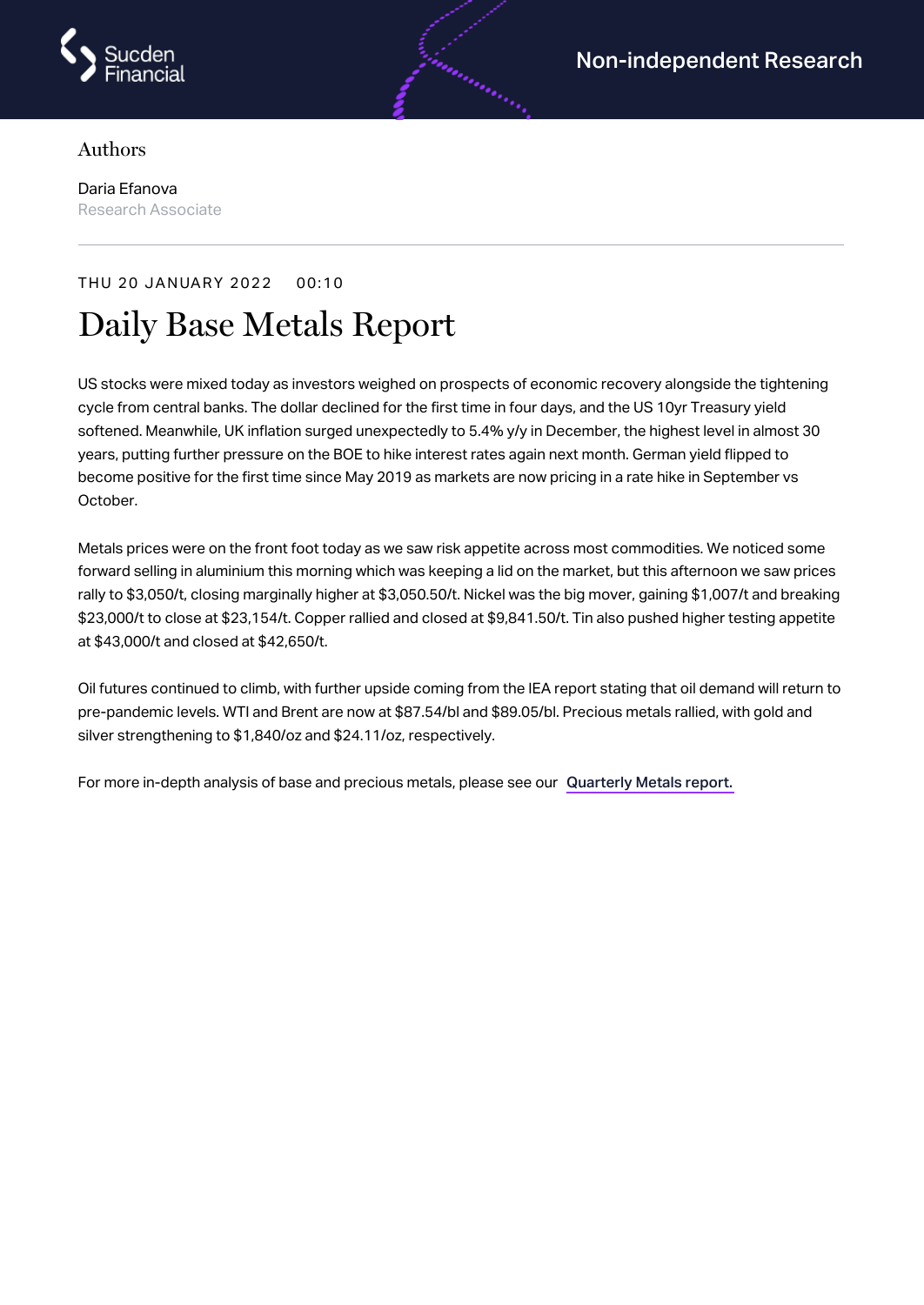Non-independent Research

Authors

Daria Efanova
Research Associate

THU 20 JANUARY 2022 00:10

# Daily Base Metals Report

US stocks were mixed today as investors weighed on prospects of economic recovery alongside the tightening cycle from central banks. The dollar declined for the first time in four days, and the US 10yr Treasury yield softened. Meanwhile, UK inflation surged unexpectedly to 5.4% y/y in December, the highest level in almost 30 years, putting further pressure on the BOE to hike interest rates again next month. German yield flipped to become positive for the first time since May 2019 as markets are now pricing in a rate hike in September vs October.

Metals prices were on the front foot today as we saw risk appetite across most commodities. We noticed some forward selling in aluminium this morning which was keeping a lid on the market, but this afternoon we saw prices rally to $3,050/t, closing marginally higher at $3,050.50/t. Nickel was the big mover, gaining $1,007/t and breaking $23,000/t to close at $23,154/t. Copper rallied and closed at $9,841.50/t. Tin also pushed higher testing appetite at $43,000/t and closed at $42,650/t.

Oil futures continued to climb, with further upside coming from the IEA report stating that oil demand will return to pre-pandemic levels. WTI and Brent are now at $87.54/bl and $89.05/bl. Precious metals rallied, with gold and silver strengthening to $1,840/oz and $24.11/oz, respectively.

For more in-depth analysis of base and precious metals, please see our Quarterly Metals report.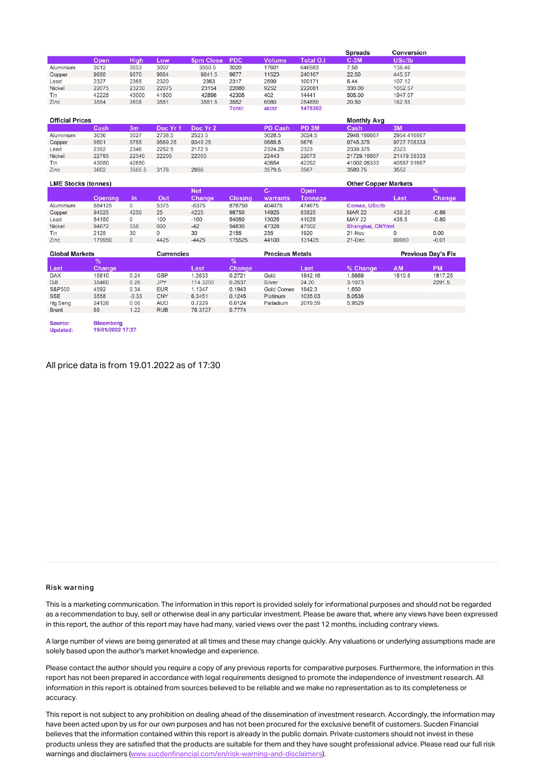| | Open | High | Low | 5pm Close | PDC | Volume | Total O.I | Spreads C-3M | Conversion USc/lb |
|---|---|---|---|---|---|---|---|---|---|
| Aluminium | 3012 | 3053 | 3007 | 3050.5 | 3020 | 17601 | 646583 | 7.50 | 138.46 |
| Copper | 9688 | 9870 | 9664 | 9841.5 | 9677 | 11523 | 240167 | 22.50 | 445.57 |
| Lead | 2327 | 2365 | 2320 | 2363 | 2317 | 2599 | 100171 | 5.44 | 107.12 |
| Nickel | 22075 | 23230 | 22075 | 23154 | 22080 | 9252 | 222081 | 330.00 | 1052.57 |
| Tin | 42225 | 43000 | 41800 | 42896 | 42305 | 402 | 14441 | 505.00 | 1947.07 |
| Zinc | 3554 | 3608 | 3551 | 3581.5 | 3552 | 6980 | 254859 | 20.50 | 162.55 |
| | | | | | Total: | 48357 | 1478302 | | |

**Official Prices**

| | Cash | 3m | Dec Yr 1 | Dec Yr 2 | PD Cash | PD 3M | Monthly Avg Cash | Monthly Avg 3M |
|---|---|---|---|---|---|---|---|---|
| Aluminium | 3036 | 3027 | 2738.5 | 2523.5 | 3028.5 | 3024.5 | 2948.166667 | 2954.416667 |
| Copper | 9801 | 9785 | 9569.25 | 9349.25 | 9685.5 | 9676 | 9745.375 | 9727.708333 |
| Lead | 2352 | 2346 | 2252.5 | 2172.5 | 2324.25 | 2323 | 2339.375 | 2323 |
| Nickel | 22795 | 22540 | 22205 | 22055 | 22443 | 22073 | 21729.16667 | 21479.58333 |
| Tin | 43050 | 42650 | | | 42654 | 42292 | 41002.08333 | 40587.91667 |
| Zinc | 3602 | 3565.5 | 3176 | 2886 | 3579.5 | 3567 | 3580.75 | 3552 |

**LME Stocks (tonnes)**

| | Opening | In | Out | Net Change | Closing | C-warrants | Open Tonnage | Other Copper Markets | Last | % Change |
|---|---|---|---|---|---|---|---|---|---|---|
| Aluminium | 884125 | 0 | 5375 | -5375 | 878750 | 404075 | 474675 | Comex, USc/lb | | |
| Copper | 94525 | 4250 | 25 | 4225 | 98750 | 14925 | 83825 | MAR 22 | 438.25 | -0.86 |
| Lead | 54150 | 0 | 100 | -100 | 54050 | 13025 | 41025 | MAY 22 | 438.5 | -0.80 |
| Nickel | 94872 | 558 | 600 | -42 | 94830 | 47328 | 47502 | Shanghai, CNY/mt | | |
| Tin | 2125 | 30 | 0 | 30 | 2155 | 235 | 1920 | 21-Nov | 0 | 0.00 |
| Zinc | 179950 | 0 | 4425 | -4425 | 175525 | 44100 | 131425 | 21-Dec | 69960 | -0.01 |

| Global Markets | Last | % Change | Currencies | Last | % Change | Precious Metals | Last | % Change | Previous Day's Fix AM | Previous Day's Fix PM |
|---|---|---|---|---|---|---|---|---|---|---|
| DAX | 15810 | 0.24 | GBP | 1.3633 | 0.2721 | Gold | 1842.16 | 1.5669 | 1810.8 | 1817.25 |
| DJI | 35460 | 0.26 | JPY | 114.3200 | 0.2537 | Silver | 24.20 | 3.1073 | | 2291.5 |
| S&P500 | 4592 | 0.34 | EUR | 1.1347 | 0.1943 | Gold Comex | 1842.3 | 1.650 | | |
| SSE | 3558 | -0.33 | CNY | 6.3451 | 0.1245 | Platinum | 1035.03 | 5.0536 | | |
| Hg Seng | 24128 | 0.06 | AUD | 0.7229 | 0.6124 | Palladium | 2019.59 | 5.9529 | | |
| Brent | 89 | 1.22 | RUB | 76.3727 | 0.7774 | | | | | |

**Source:** Bloomberg
**Updated:** 19/01/2022 17:27

All price data is from 19.01.2022 as of 17:30

---

### Risk warning

This is a marketing communication. The information in this report is provided solely for informational purposes and should not be regarded as a recommendation to buy, sell or otherwise deal in any particular investment. Please be aware that, where any views have been expressed in this report, the author of this report may have had many, varied views over the past 12 months, including contrary views.

A large number of views are being generated at all times and these may change quickly. Any valuations or underlying assumptions made are solely based upon the author's market knowledge and experience.

Please contact the author should you require a copy of any previous reports for comparative purposes. Furthermore, the information in this report has not been prepared in accordance with legal requirements designed to promote the independence of investment research. All information in this report is obtained from sources believed to be reliable and we make no representation as to its completeness or accuracy.

This report is not subject to any prohibition on dealing ahead of the dissemination of investment research. Accordingly, the information may have been acted upon by us for our own purposes and has not been procured for the exclusive benefit of customers. Sucden Financial believes that the information contained within this report is already in the public domain. Private customers should not invest in these products unless they are satisfied that the products are suitable for them and they have sought professional advice. Please read our full risk warnings and disclaimers (www.sucdenfinancial.com/en/risk-warning-and-disclaimers).